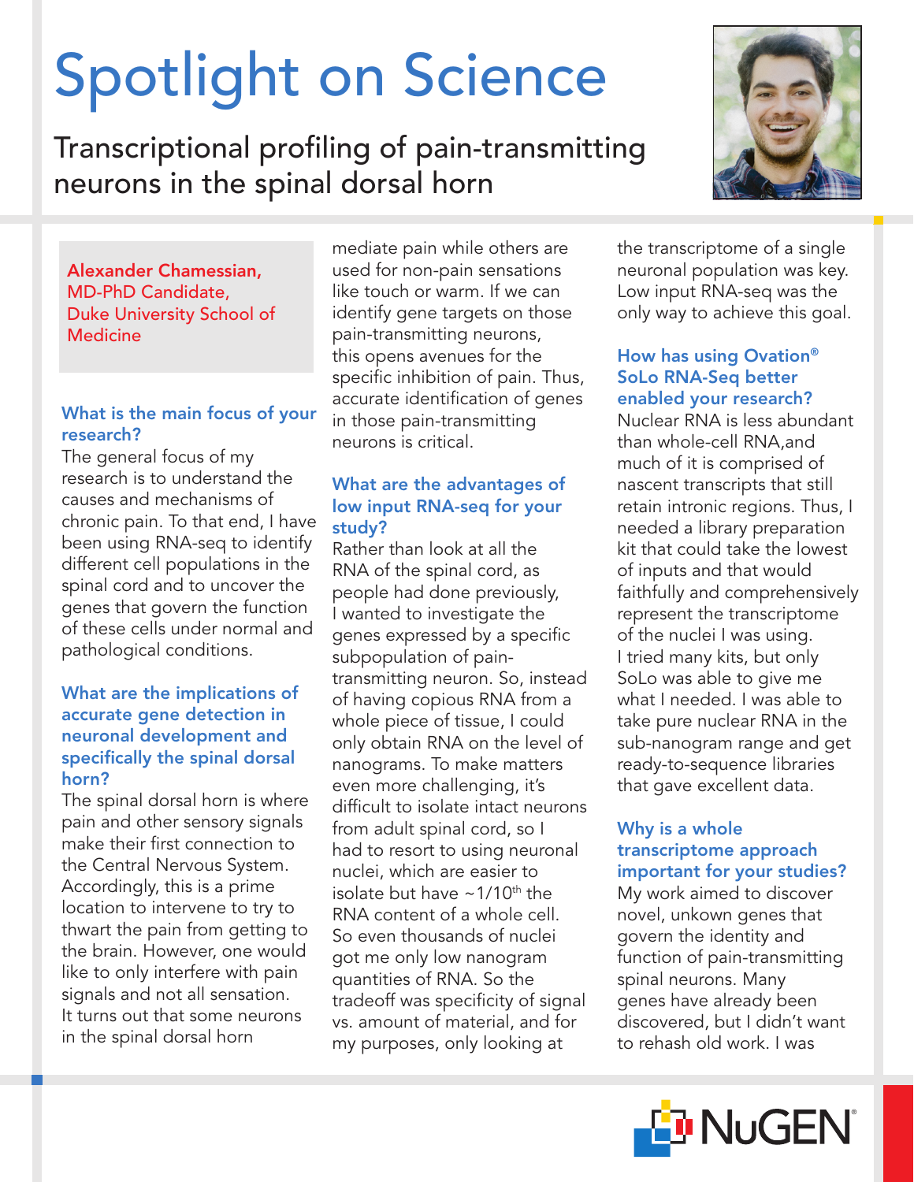# Spotlight on Science

## Transcriptional profiling of pain-transmitting neurons in the spinal dorsal horn

**Alexander Chamessian,**
MD-PhD Candidate,
Duke University School of Medicine

### What is the main focus of your research?

The general focus of my research is to understand the causes and mechanisms of chronic pain. To that end, I have been using RNA-seq to identify different cell populations in the spinal cord and to uncover the genes that govern the function of these cells under normal and pathological conditions.

### What are the implications of accurate gene detection in neuronal development and specifically the spinal dorsal horn?

The spinal dorsal horn is where pain and other sensory signals make their first connection to the Central Nervous System. Accordingly, this is a prime location to intervene to try to thwart the pain from getting to the brain. However, one would like to only interfere with pain signals and not all sensation. It turns out that some neurons in the spinal dorsal horn mediate pain while others are used for non-pain sensations like touch or warm. If we can identify gene targets on those pain-transmitting neurons, this opens avenues for the specific inhibition of pain. Thus, accurate identification of genes in those pain-transmitting neurons is critical.

### What are the advantages of low input RNA-seq for your study?

Rather than look at all the RNA of the spinal cord, as people had done previously, I wanted to investigate the genes expressed by a specific subpopulation of pain-transmitting neuron. So, instead of having copious RNA from a whole piece of tissue, I could only obtain RNA on the level of nanograms. To make matters even more challenging, it's difficult to isolate intact neurons from adult spinal cord, so I had to resort to using neuronal nuclei, which are easier to isolate but have ~1/10th the RNA content of a whole cell. So even thousands of nuclei got me only low nanogram quantities of RNA. So the tradeoff was specificity of signal vs. amount of material, and for my purposes, only looking at the transcriptome of a single neuronal population was key. Low input RNA-seq was the only way to achieve this goal.

### How has using Ovation® SoLo RNA-Seq better enabled your research?

Nuclear RNA is less abundant than whole-cell RNA,and much of it is comprised of nascent transcripts that still retain intronic regions. Thus, I needed a library preparation kit that could take the lowest of inputs and that would faithfully and comprehensively represent the transcriptome of the nuclei I was using. I tried many kits, but only SoLo was able to give me what I needed. I was able to take pure nuclear RNA in the sub-nanogram range and get ready-to-sequence libraries that gave excellent data.

### Why is a whole transcriptome approach important for your studies?

My work aimed to discover novel, unkown genes that govern the identity and function of pain-transmitting spinal neurons. Many genes have already been discovered, but I didn't want to rehash old work. I was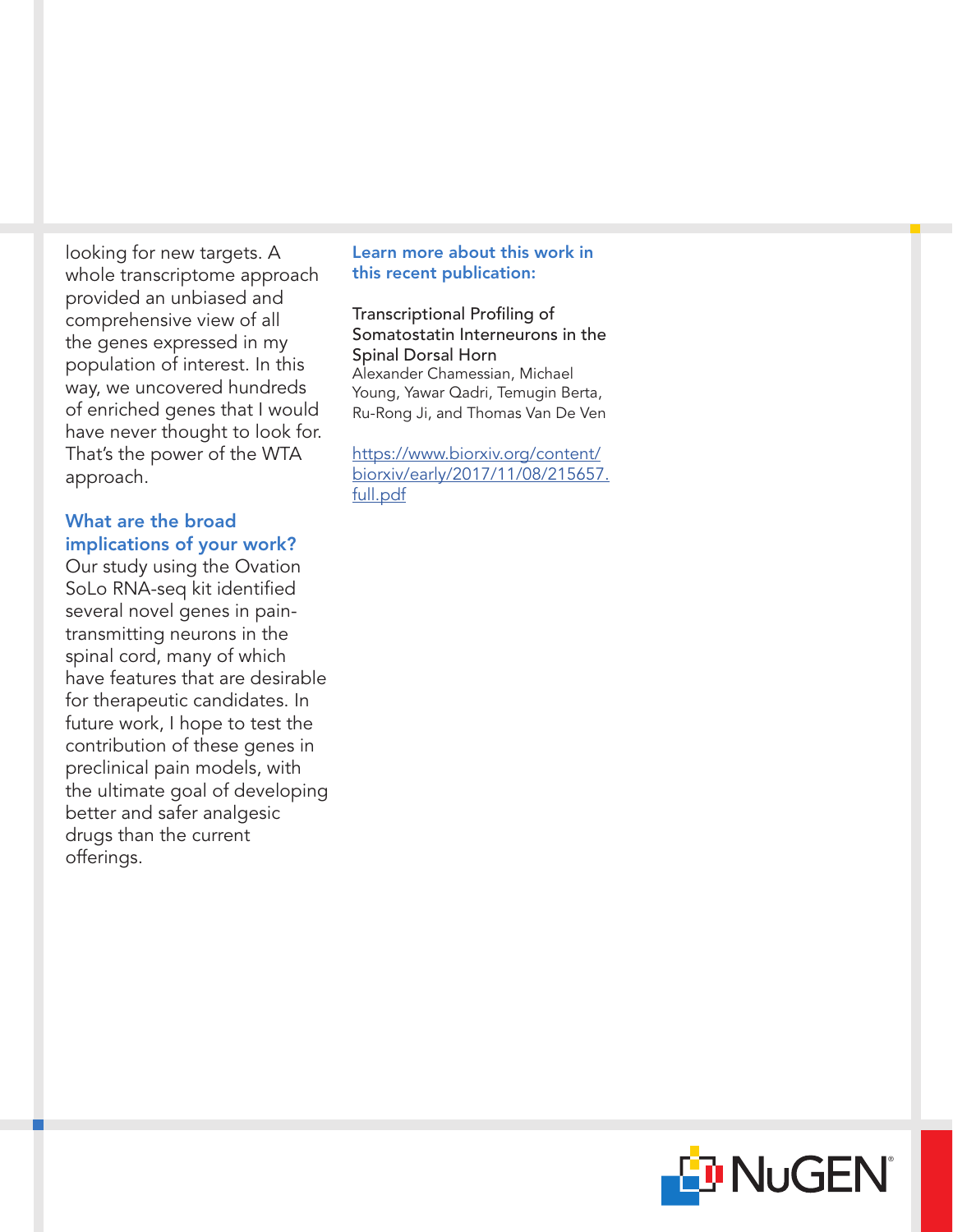looking for new targets. A whole transcriptome approach provided an unbiased and comprehensive view of all the genes expressed in my population of interest. In this way, we uncovered hundreds of enriched genes that I would have never thought to look for. That's the power of the WTA approach.

**What are the broad implications of your work?**

Our study using the Ovation SoLo RNA-seq kit identified several novel genes in pain-transmitting neurons in the spinal cord, many of which have features that are desirable for therapeutic candidates. In future work, I hope to test the contribution of these genes in preclinical pain models, with the ultimate goal of developing better and safer analgesic drugs than the current offerings.

**Learn more about this work in this recent publication:**

Transcriptional Profiling of Somatostatin Interneurons in the Spinal Dorsal Horn
Alexander Chamessian, Michael Young, Yawar Qadri, Temugin Berta, Ru-Rong Ji, and Thomas Van De Ven

https://www.biorxiv.org/content/biorxiv/early/2017/11/08/215657.full.pdf

NuGEN